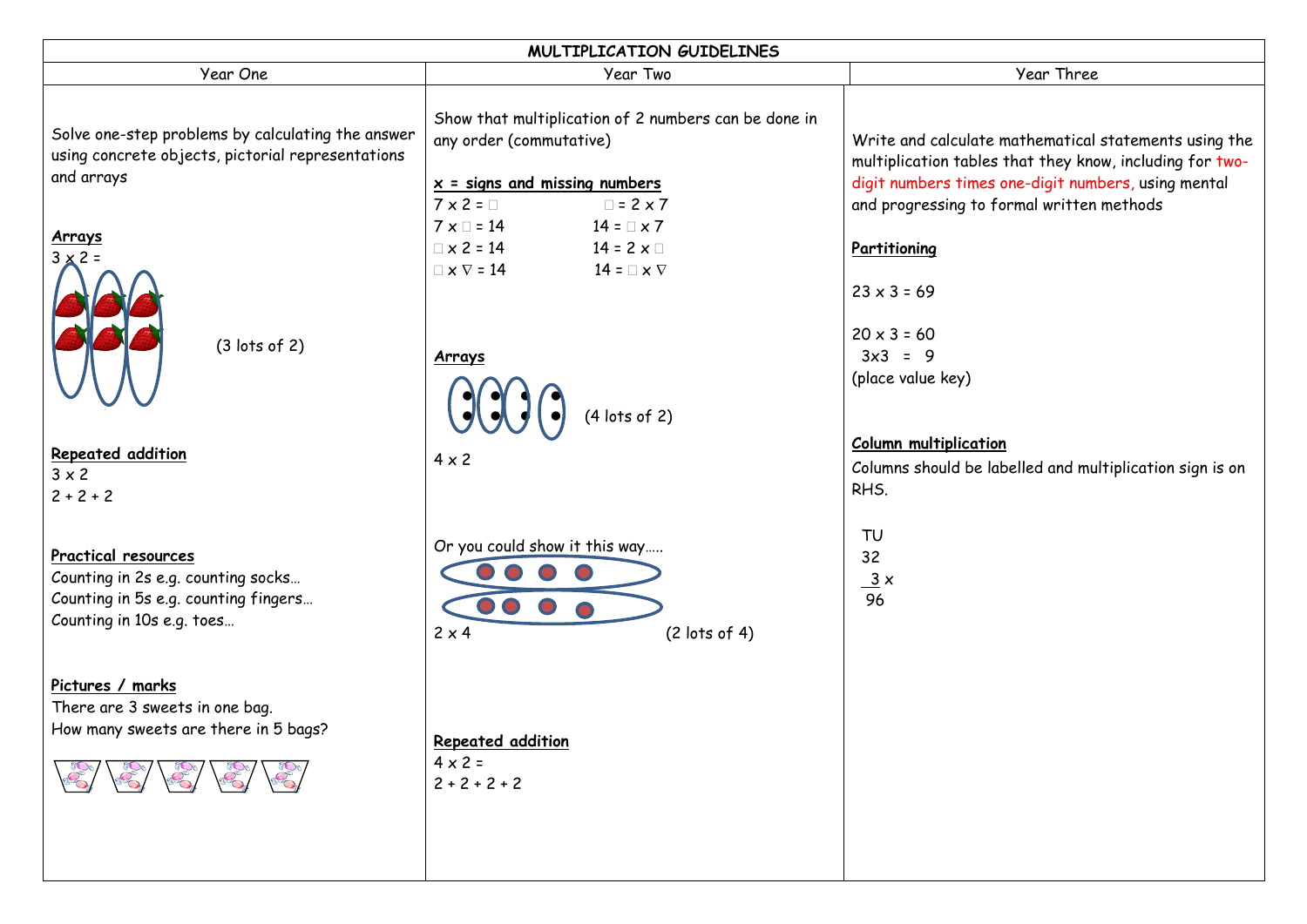# MULTIPLICATION GUIDELINES

## Year One

Solve one-step problems by calculating the answer using concrete objects, pictorial representations and arrays

**Arrays**

3 x 2 =

(3 lots of 2)

**Repeated addition**

3 x 2

2 + 2 + 2

**Practical resources**

Counting in 2s e.g. counting socks…

Counting in 5s e.g. counting fingers…

Counting in 10s e.g. toes…

**Pictures / marks**

There are 3 sweets in one bag.

How many sweets are there in 5 bags?

## Year Two

Show that multiplication of 2 numbers can be done in any order (commutative)

**x = signs and missing numbers**

| | |
|---|---|
| 7 x 2 = □ | □ = 2 x 7 |
| 7 x □ = 14 | 14 = □ x 7 |
| □ x 2 = 14 | 14 = 2 x □ |
| □ x ∇ = 14 | 14 = □ x ∇ |

**Arrays**

(4 lots of 2)

4 x 2

Or you could show it this way…..

2 x 4 (2 lots of 4)

**Repeated addition**

4 x 2 =

2 + 2 + 2 + 2

## Year Three

Write and calculate mathematical statements using the multiplication tables that they know, including for two-digit numbers times one-digit numbers, using mental and progressing to formal written methods

**Partitioning**

23 x 3 = 69

20 x 3 = 60

3x3 = 9

(place value key)

**Column multiplication**

Columns should be labelled and multiplication sign is on RHS.

```
 TU
 32
  3 x
 96
```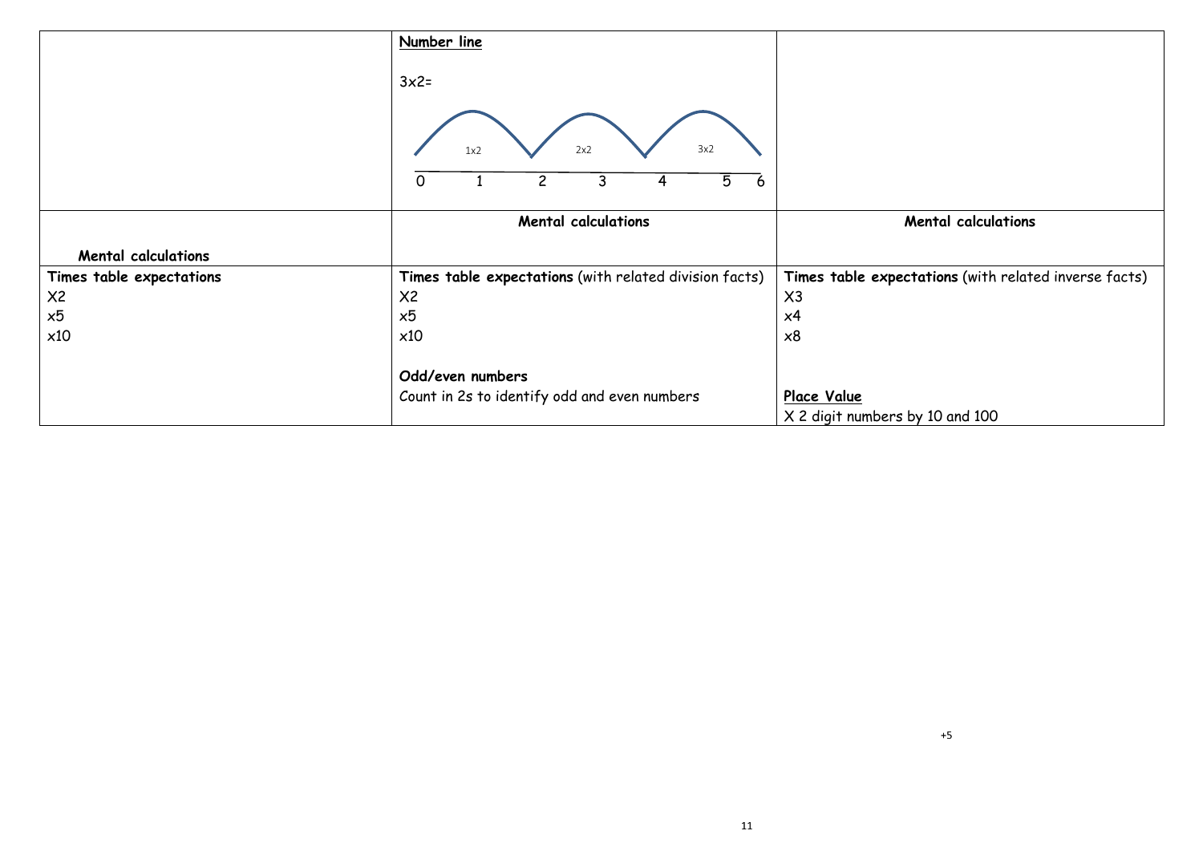| | | |
|---|---|---|
| | **Number line**<br><br>3x2=<br><br>1x2 2x2 3x2<br>0 1 2 3 4 5 6 | |
| **Mental calculations** | **Mental calculations** | **Mental calculations** |
| **Times table expectations**<br>X2<br>x5<br>x10 | **Times table expectations** (with related division facts)<br>X2<br>x5<br>x10<br><br>**Odd/even numbers**<br>Count in 2s to identify odd and even numbers | **Times table expectations** (with related inverse facts)<br>X3<br>x4<br>x8<br><br>**Place Value**<br>X 2 digit numbers by 10 and 100 |

+5